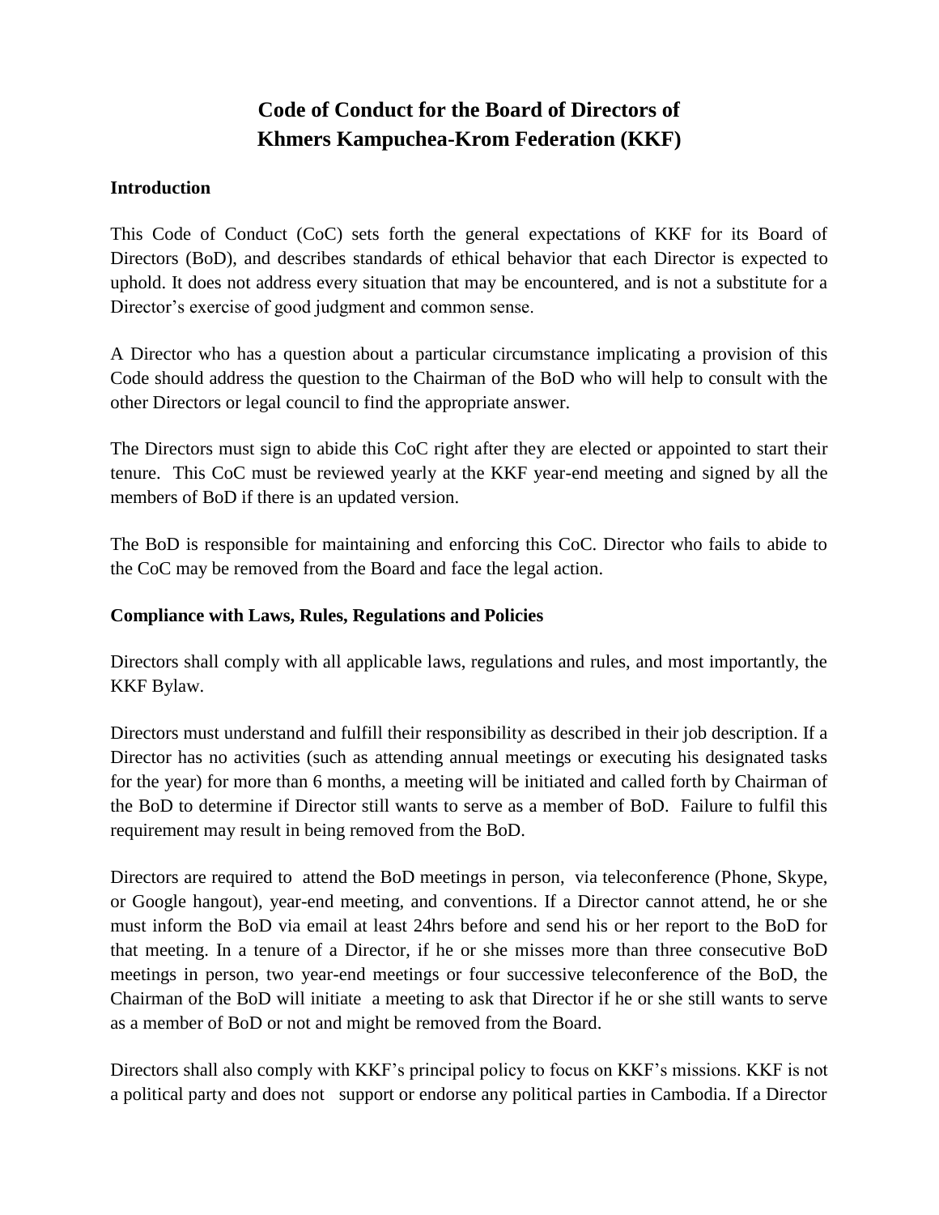# Code of Conduct for the Board of Directors of Khmers Kampuchea-Krom Federation (KKF)

## Introduction

This Code of Conduct (CoC) sets forth the general expectations of KKF for its Board of Directors (BoD), and describes standards of ethical behavior that each Director is expected to uphold. It does not address every situation that may be encountered, and is not a substitute for a Director's exercise of good judgment and common sense.

A Director who has a question about a particular circumstance implicating a provision of this Code should address the question to the Chairman of the BoD who will help to consult with the other Directors or legal council to find the appropriate answer.

The Directors must sign to abide this CoC right after they are elected or appointed to start their tenure. This CoC must be reviewed yearly at the KKF year-end meeting and signed by all the members of BoD if there is an updated version.

The BoD is responsible for maintaining and enforcing this CoC. Director who fails to abide to the CoC may be removed from the Board and face the legal action.

## Compliance with Laws, Rules, Regulations and Policies

Directors shall comply with all applicable laws, regulations and rules, and most importantly, the KKF Bylaw.

Directors must understand and fulfill their responsibility as described in their job description. If a Director has no activities (such as attending annual meetings or executing his designated tasks for the year) for more than 6 months, a meeting will be initiated and called forth by Chairman of the BoD to determine if Director still wants to serve as a member of BoD. Failure to fulfil this requirement may result in being removed from the BoD.

Directors are required to attend the BoD meetings in person, via teleconference (Phone, Skype, or Google hangout), year-end meeting, and conventions. If a Director cannot attend, he or she must inform the BoD via email at least 24hrs before and send his or her report to the BoD for that meeting. In a tenure of a Director, if he or she misses more than three consecutive BoD meetings in person, two year-end meetings or four successive teleconference of the BoD, the Chairman of the BoD will initiate a meeting to ask that Director if he or she still wants to serve as a member of BoD or not and might be removed from the Board.

Directors shall also comply with KKF's principal policy to focus on KKF's missions. KKF is not a political party and does not support or endorse any political parties in Cambodia. If a Director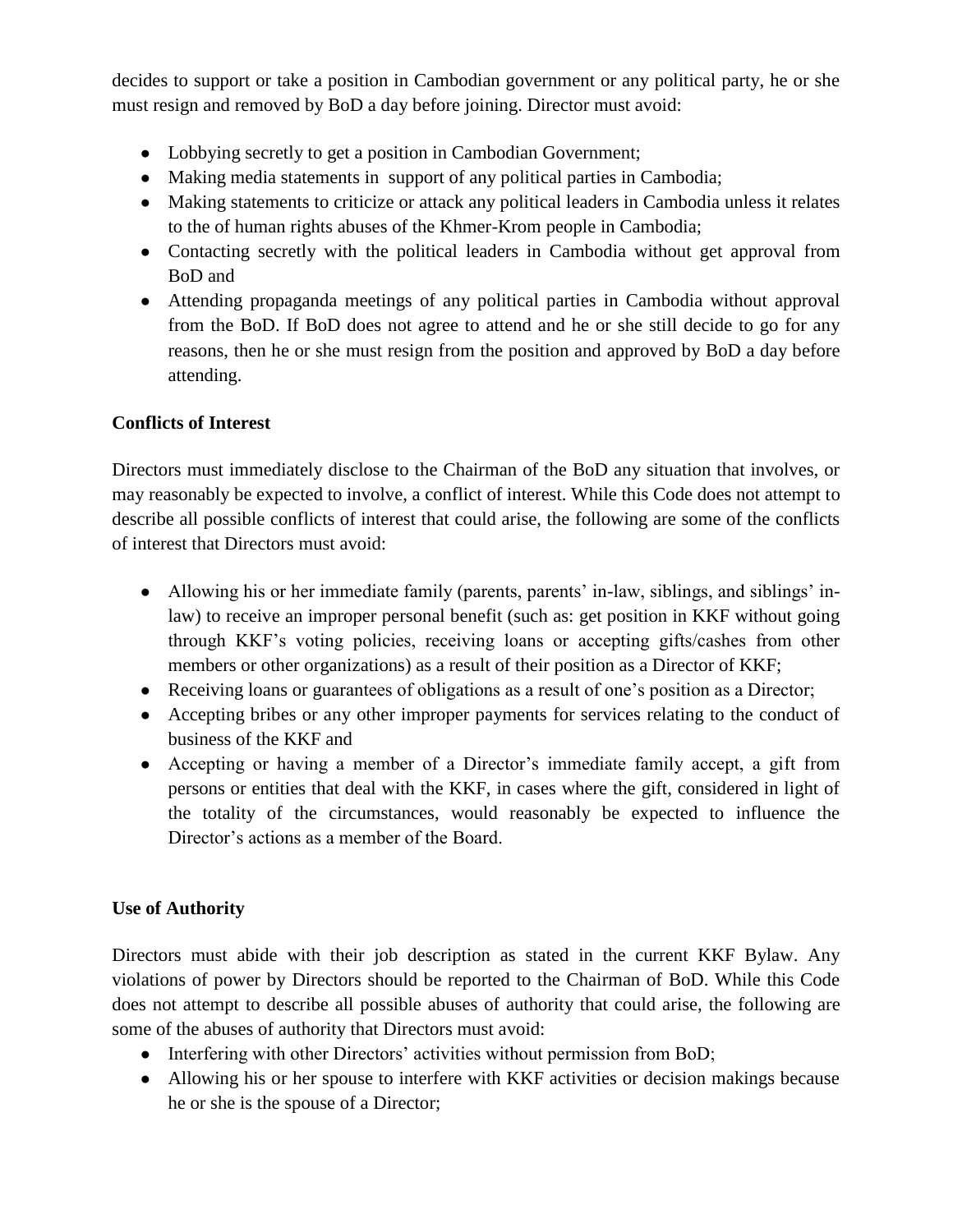decides to support or take a position in Cambodian government or any political party, he or she must resign and removed by BoD a day before joining. Director must avoid:

- Lobbying secretly to get a position in Cambodian Government;
- Making media statements in support of any political parties in Cambodia;
- Making statements to criticize or attack any political leaders in Cambodia unless it relates to the of human rights abuses of the Khmer-Krom people in Cambodia;
- Contacting secretly with the political leaders in Cambodia without get approval from BoD and
- Attending propaganda meetings of any political parties in Cambodia without approval from the BoD. If BoD does not agree to attend and he or she still decide to go for any reasons, then he or she must resign from the position and approved by BoD a day before attending.

**Conflicts of Interest**

Directors must immediately disclose to the Chairman of the BoD any situation that involves, or may reasonably be expected to involve, a conflict of interest. While this Code does not attempt to describe all possible conflicts of interest that could arise, the following are some of the conflicts of interest that Directors must avoid:

- Allowing his or her immediate family (parents, parents' in-law, siblings, and siblings' in-law) to receive an improper personal benefit (such as: get position in KKF without going through KKF's voting policies, receiving loans or accepting gifts/cashes from other members or other organizations) as a result of their position as a Director of KKF;
- Receiving loans or guarantees of obligations as a result of one's position as a Director;
- Accepting bribes or any other improper payments for services relating to the conduct of business of the KKF and
- Accepting or having a member of a Director's immediate family accept, a gift from persons or entities that deal with the KKF, in cases where the gift, considered in light of the totality of the circumstances, would reasonably be expected to influence the Director's actions as a member of the Board.

**Use of Authority**

Directors must abide with their job description as stated in the current KKF Bylaw. Any violations of power by Directors should be reported to the Chairman of BoD. While this Code does not attempt to describe all possible abuses of authority that could arise, the following are some of the abuses of authority that Directors must avoid:

- Interfering with other Directors' activities without permission from BoD;
- Allowing his or her spouse to interfere with KKF activities or decision makings because he or she is the spouse of a Director;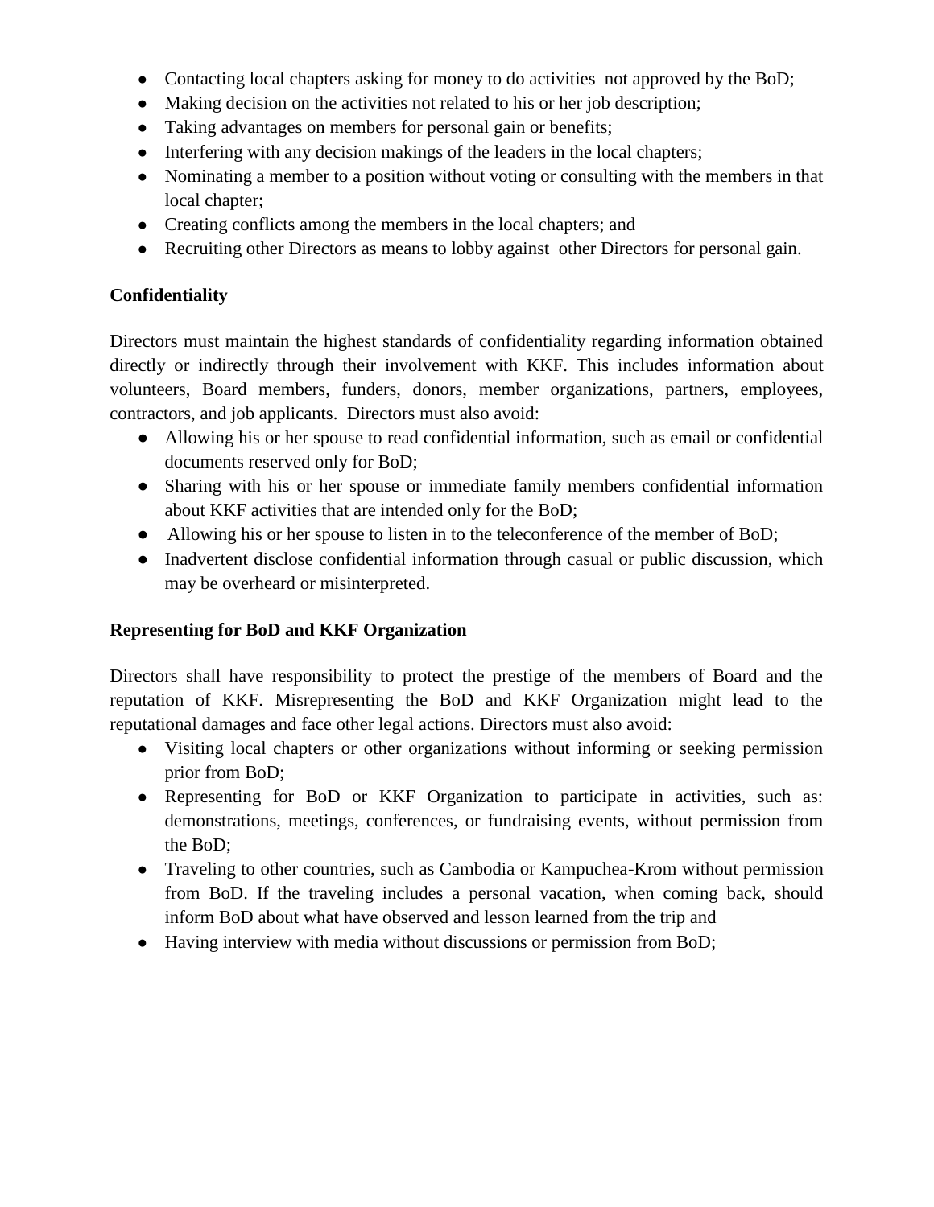- Contacting local chapters asking for money to do activities not approved by the BoD;
- Making decision on the activities not related to his or her job description;
- Taking advantages on members for personal gain or benefits;
- Interfering with any decision makings of the leaders in the local chapters;
- Nominating a member to a position without voting or consulting with the members in that local chapter;
- Creating conflicts among the members in the local chapters; and
- Recruiting other Directors as means to lobby against other Directors for personal gain.

**Confidentiality**

Directors must maintain the highest standards of confidentiality regarding information obtained directly or indirectly through their involvement with KKF. This includes information about volunteers, Board members, funders, donors, member organizations, partners, employees, contractors, and job applicants. Directors must also avoid:

- Allowing his or her spouse to read confidential information, such as email or confidential documents reserved only for BoD;
- Sharing with his or her spouse or immediate family members confidential information about KKF activities that are intended only for the BoD;
- Allowing his or her spouse to listen in to the teleconference of the member of BoD;
- Inadvertent disclose confidential information through casual or public discussion, which may be overheard or misinterpreted.

**Representing for BoD and KKF Organization**

Directors shall have responsibility to protect the prestige of the members of Board and the reputation of KKF. Misrepresenting the BoD and KKF Organization might lead to the reputational damages and face other legal actions. Directors must also avoid:

- Visiting local chapters or other organizations without informing or seeking permission prior from BoD;
- Representing for BoD or KKF Organization to participate in activities, such as: demonstrations, meetings, conferences, or fundraising events, without permission from the BoD;
- Traveling to other countries, such as Cambodia or Kampuchea-Krom without permission from BoD. If the traveling includes a personal vacation, when coming back, should inform BoD about what have observed and lesson learned from the trip and
- Having interview with media without discussions or permission from BoD;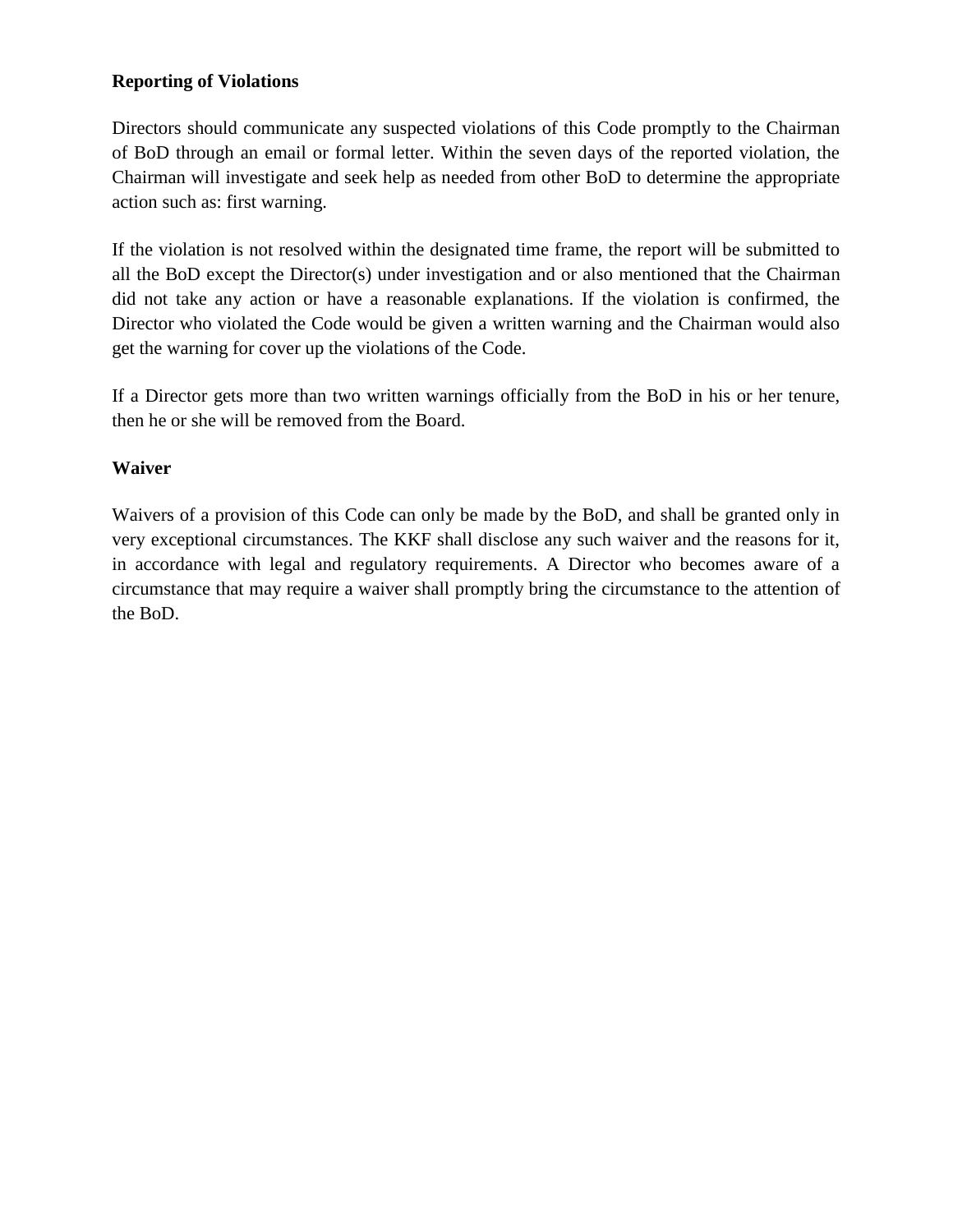**Reporting of Violations**

Directors should communicate any suspected violations of this Code promptly to the Chairman of BoD through an email or formal letter. Within the seven days of the reported violation, the Chairman will investigate and seek help as needed from other BoD to determine the appropriate action such as: first warning.

If the violation is not resolved within the designated time frame, the report will be submitted to all the BoD except the Director(s) under investigation and or also mentioned that the Chairman did not take any action or have a reasonable explanations. If the violation is confirmed, the Director who violated the Code would be given a written warning and the Chairman would also get the warning for cover up the violations of the Code.

If a Director gets more than two written warnings officially from the BoD in his or her tenure, then he or she will be removed from the Board.

**Waiver**

Waivers of a provision of this Code can only be made by the BoD, and shall be granted only in very exceptional circumstances. The KKF shall disclose any such waiver and the reasons for it, in accordance with legal and regulatory requirements. A Director who becomes aware of a circumstance that may require a waiver shall promptly bring the circumstance to the attention of the BoD.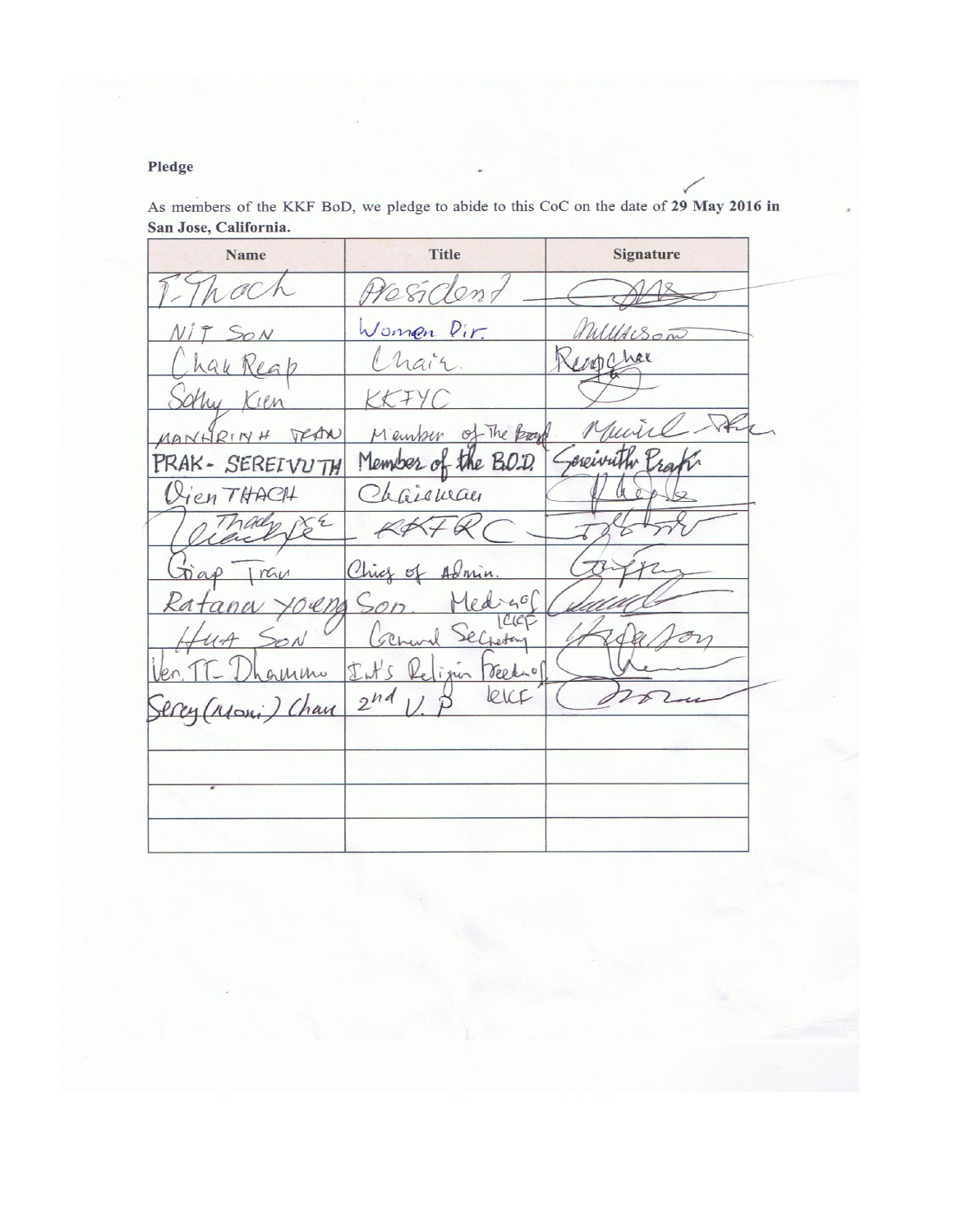**Pledge**

As members of the KKF BoD, we pledge to abide to this CoC on the date of **29 May 2016 in San Jose, California.**

| Name | Title | Signature |
|---|---|---|
| T. Thach | President | |
| NIT SON | Women Dir. | |
| Chak Reap | Chair | Reapchar |
| Sothy Kien | KKFYC | |
| MANHRINH TRAN | Member of The Board | |
| PRAK- SEREIVUTH | Member of the B.O.D. | Sereivuth Prak |
| Oien THACH | Chairman | |
| Thach Yê | KKFRC | |
| Giap Tran | Chief of Admin. | |
| Ratana Yoeng Son | Media of KKF | |
| HUA SON | General Secretary | |
| Ven. TT- Dhammo | Int's Religion Freedom | |
| Serey (Moni) Chau | 2nd V. P KKF | |
| | | |
| | | |
| | | |
| | | |